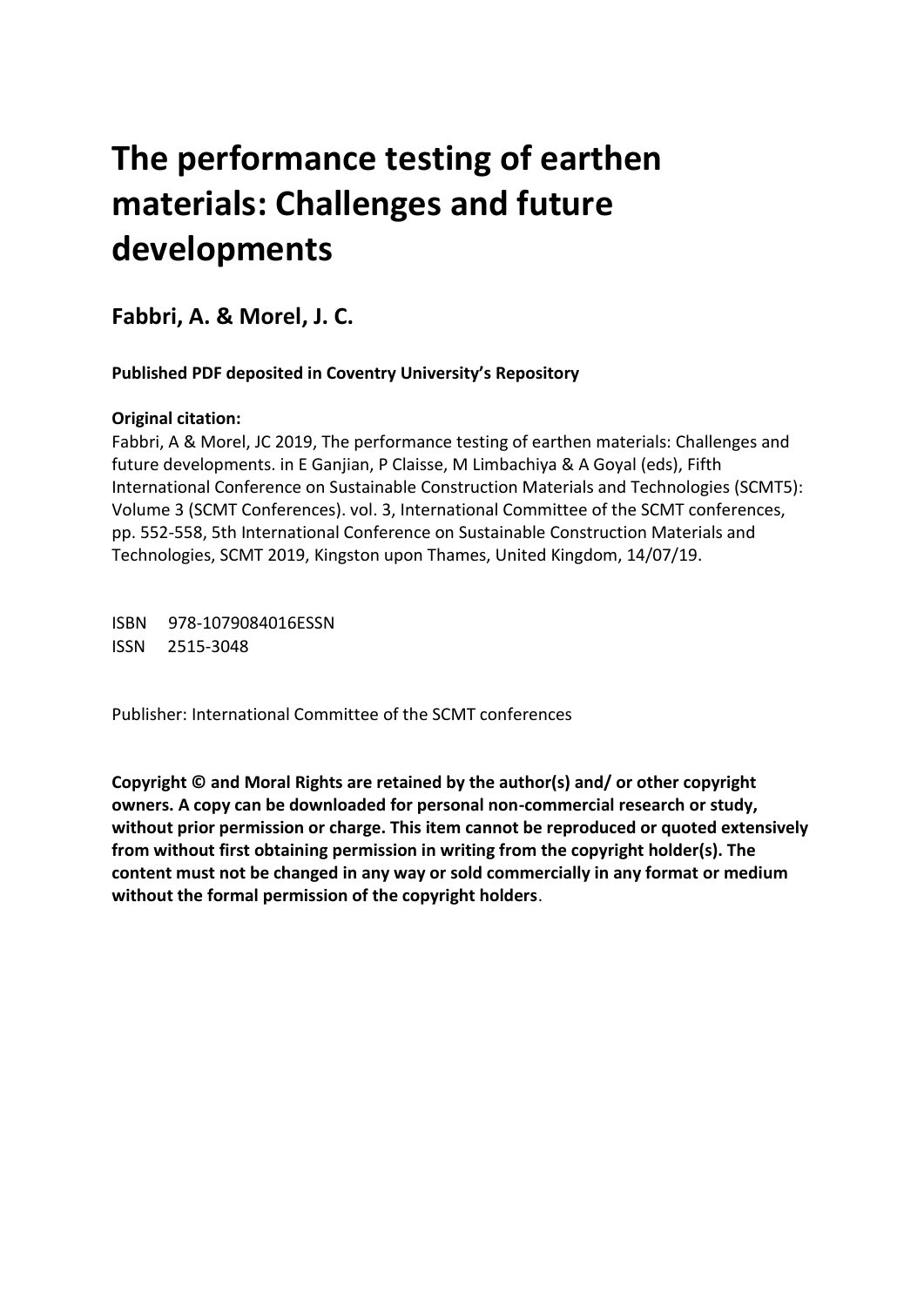# The performance testing of earthen materials: Challenges and future developments

## Fabbri, A. & Morel, J. C.

**Published PDF deposited in Coventry University's Repository**

**Original citation:**

Fabbri, A & Morel, JC 2019, The performance testing of earthen materials: Challenges and future developments. in E Ganjian, P Claisse, M Limbachiya & A Goyal (eds), Fifth International Conference on Sustainable Construction Materials and Technologies (SCMT5): Volume 3 (SCMT Conferences). vol. 3, International Committee of the SCMT conferences, pp. 552-558, 5th International Conference on Sustainable Construction Materials and Technologies, SCMT 2019, Kingston upon Thames, United Kingdom, 14/07/19.

ISBN 978-1079084016ESSN
ISSN 2515-3048

Publisher: International Committee of the SCMT conferences

**Copyright © and Moral Rights are retained by the author(s) and/ or other copyright owners. A copy can be downloaded for personal non-commercial research or study, without prior permission or charge. This item cannot be reproduced or quoted extensively from without first obtaining permission in writing from the copyright holder(s). The content must not be changed in any way or sold commercially in any format or medium without the formal permission of the copyright holders**.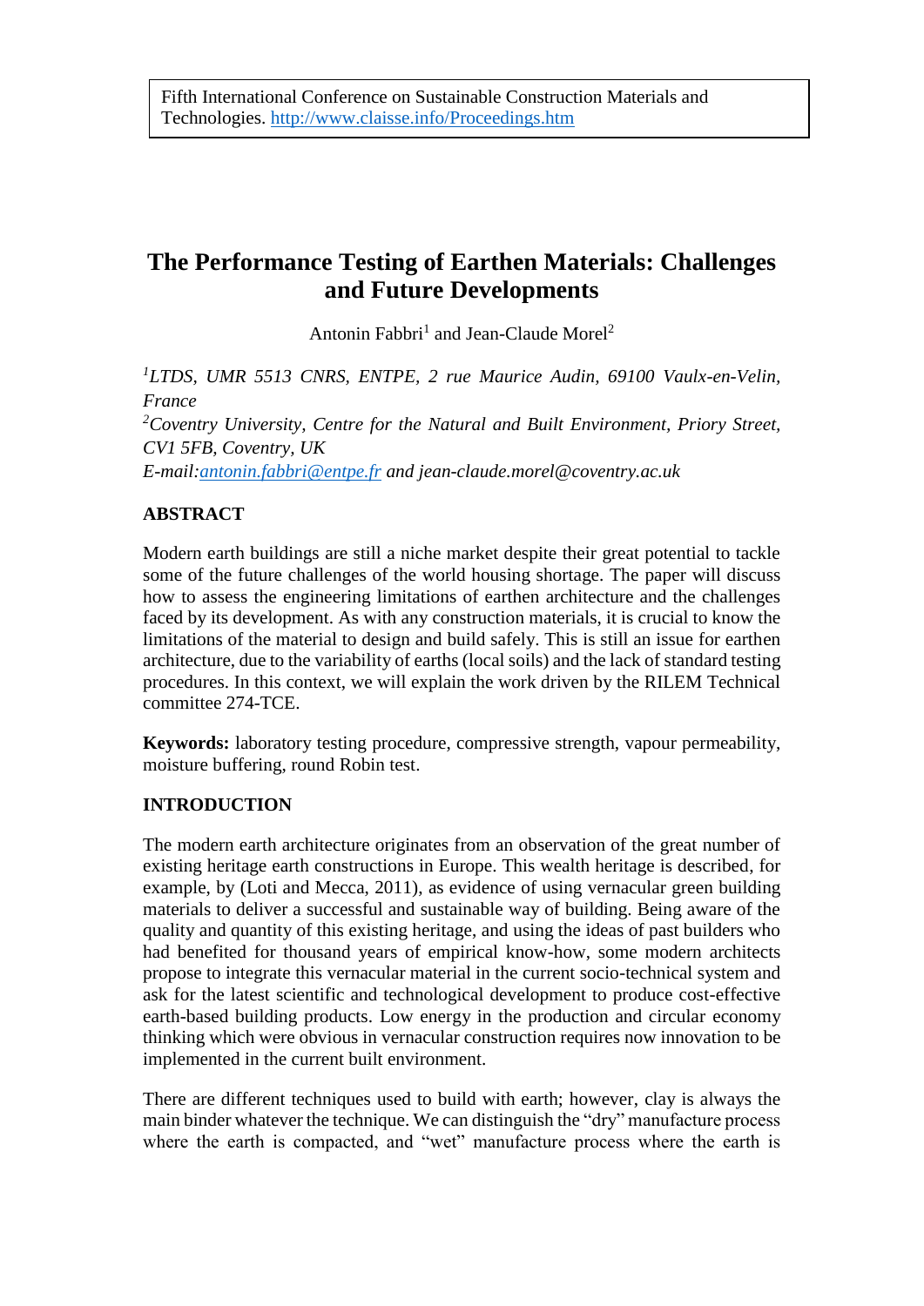Fifth International Conference on Sustainable Construction Materials and Technologies. http://www.claisse.info/Proceedings.htm

# The Performance Testing of Earthen Materials: Challenges and Future Developments

Antonin Fabbri[1] and Jean-Claude Morel[2]

*[1]LTDS, UMR 5513 CNRS, ENTPE, 2 rue Maurice Audin, 69100 Vaulx-en-Velin, France*
*[2]Coventry University, Centre for the Natural and Built Environment, Priory Street, CV1 5FB, Coventry, UK*
*E-mail:antonin.fabbri@entpe.fr and jean-claude.morel@coventry.ac.uk*

## ABSTRACT

Modern earth buildings are still a niche market despite their great potential to tackle some of the future challenges of the world housing shortage. The paper will discuss how to assess the engineering limitations of earthen architecture and the challenges faced by its development. As with any construction materials, it is crucial to know the limitations of the material to design and build safely. This is still an issue for earthen architecture, due to the variability of earths (local soils) and the lack of standard testing procedures. In this context, we will explain the work driven by the RILEM Technical committee 274-TCE.

**Keywords:** laboratory testing procedure, compressive strength, vapour permeability, moisture buffering, round Robin test.

## INTRODUCTION

The modern earth architecture originates from an observation of the great number of existing heritage earth constructions in Europe. This wealth heritage is described, for example, by (Loti and Mecca, 2011), as evidence of using vernacular green building materials to deliver a successful and sustainable way of building. Being aware of the quality and quantity of this existing heritage, and using the ideas of past builders who had benefited for thousand years of empirical know-how, some modern architects propose to integrate this vernacular material in the current socio-technical system and ask for the latest scientific and technological development to produce cost-effective earth-based building products. Low energy in the production and circular economy thinking which were obvious in vernacular construction requires now innovation to be implemented in the current built environment.

There are different techniques used to build with earth; however, clay is always the main binder whatever the technique. We can distinguish the "dry" manufacture process where the earth is compacted, and "wet" manufacture process where the earth is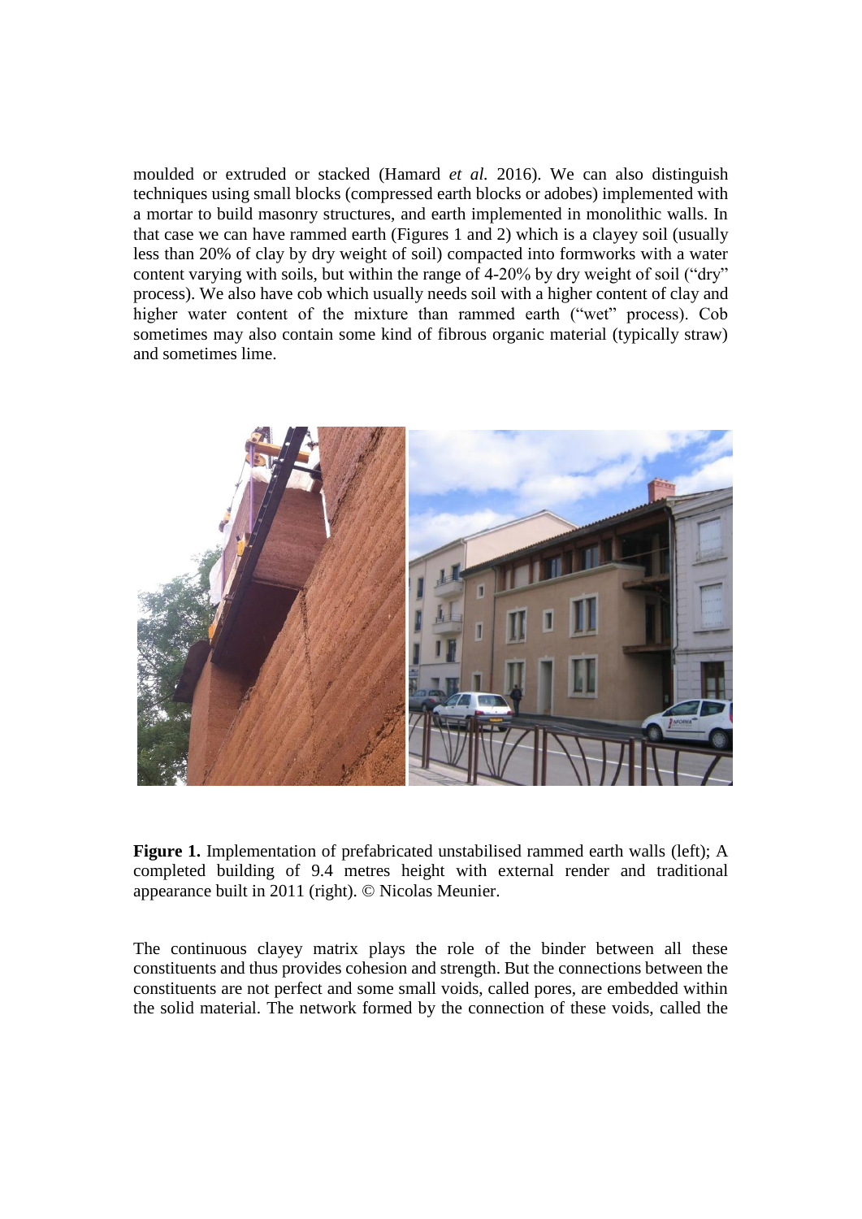moulded or extruded or stacked (Hamard *et al.* 2016). We can also distinguish techniques using small blocks (compressed earth blocks or adobes) implemented with a mortar to build masonry structures, and earth implemented in monolithic walls. In that case we can have rammed earth (Figures 1 and 2) which is a clayey soil (usually less than 20% of clay by dry weight of soil) compacted into formworks with a water content varying with soils, but within the range of 4-20% by dry weight of soil ("dry" process). We also have cob which usually needs soil with a higher content of clay and higher water content of the mixture than rammed earth ("wet" process). Cob sometimes may also contain some kind of fibrous organic material (typically straw) and sometimes lime.

**Figure 1.** Implementation of prefabricated unstabilised rammed earth walls (left); A completed building of 9.4 metres height with external render and traditional appearance built in 2011 (right). © Nicolas Meunier.

The continuous clayey matrix plays the role of the binder between all these constituents and thus provides cohesion and strength. But the connections between the constituents are not perfect and some small voids, called pores, are embedded within the solid material. The network formed by the connection of these voids, called the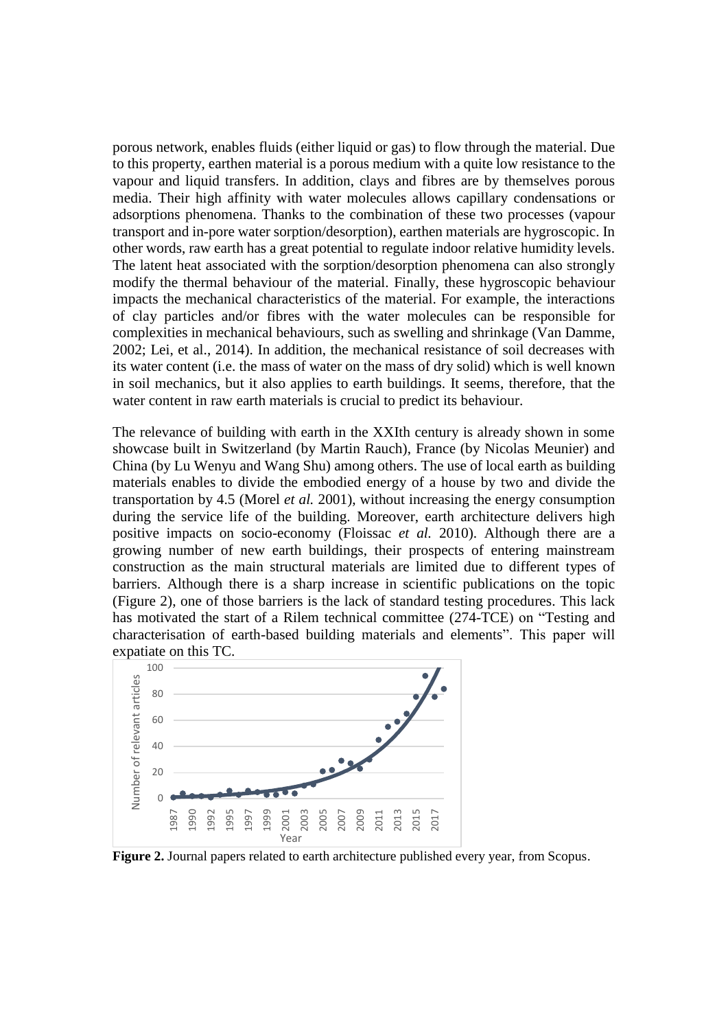porous network, enables fluids (either liquid or gas) to flow through the material. Due to this property, earthen material is a porous medium with a quite low resistance to the vapour and liquid transfers. In addition, clays and fibres are by themselves porous media. Their high affinity with water molecules allows capillary condensations or adsorptions phenomena. Thanks to the combination of these two processes (vapour transport and in-pore water sorption/desorption), earthen materials are hygroscopic. In other words, raw earth has a great potential to regulate indoor relative humidity levels. The latent heat associated with the sorption/desorption phenomena can also strongly modify the thermal behaviour of the material. Finally, these hygroscopic behaviour impacts the mechanical characteristics of the material. For example, the interactions of clay particles and/or fibres with the water molecules can be responsible for complexities in mechanical behaviours, such as swelling and shrinkage (Van Damme, 2002; Lei, et al., 2014). In addition, the mechanical resistance of soil decreases with its water content (i.e. the mass of water on the mass of dry solid) which is well known in soil mechanics, but it also applies to earth buildings. It seems, therefore, that the water content in raw earth materials is crucial to predict its behaviour.

The relevance of building with earth in the XXIth century is already shown in some showcase built in Switzerland (by Martin Rauch), France (by Nicolas Meunier) and China (by Lu Wenyu and Wang Shu) among others. The use of local earth as building materials enables to divide the embodied energy of a house by two and divide the transportation by 4.5 (Morel *et al.* 2001), without increasing the energy consumption during the service life of the building. Moreover, earth architecture delivers high positive impacts on socio-economy (Floissac *et al.* 2010). Although there are a growing number of new earth buildings, their prospects of entering mainstream construction as the main structural materials are limited due to different types of barriers. Although there is a sharp increase in scientific publications on the topic (Figure 2), one of those barriers is the lack of standard testing procedures. This lack has motivated the start of a Rilem technical committee (274-TCE) on "Testing and characterisation of earth-based building materials and elements". This paper will expatiate on this TC.

**Figure 2.** Journal papers related to earth architecture published every year, from Scopus.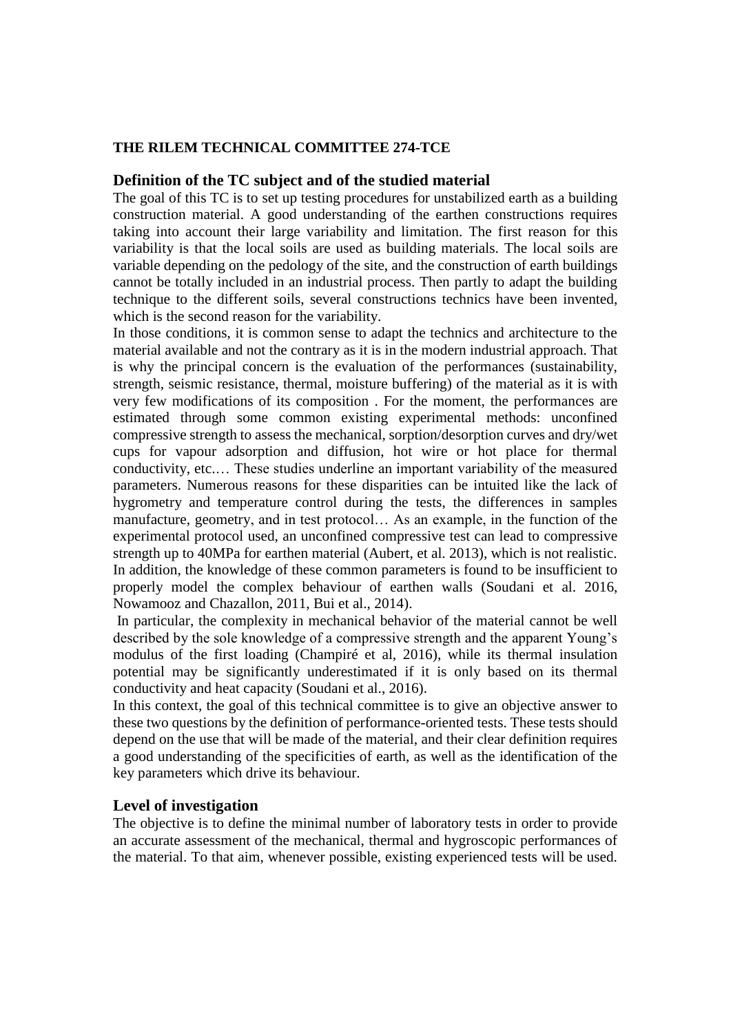**THE RILEM TECHNICAL COMMITTEE 274-TCE**

## Definition of the TC subject and of the studied material

The goal of this TC is to set up testing procedures for unstabilized earth as a building construction material. A good understanding of the earthen constructions requires taking into account their large variability and limitation. The first reason for this variability is that the local soils are used as building materials. The local soils are variable depending on the pedology of the site, and the construction of earth buildings cannot be totally included in an industrial process. Then partly to adapt the building technique to the different soils, several constructions technics have been invented, which is the second reason for the variability.

In those conditions, it is common sense to adapt the technics and architecture to the material available and not the contrary as it is in the modern industrial approach. That is why the principal concern is the evaluation of the performances (sustainability, strength, seismic resistance, thermal, moisture buffering) of the material as it is with very few modifications of its composition . For the moment, the performances are estimated through some common existing experimental methods: unconfined compressive strength to assess the mechanical, sorption/desorption curves and dry/wet cups for vapour adsorption and diffusion, hot wire or hot place for thermal conductivity, etc.… These studies underline an important variability of the measured parameters. Numerous reasons for these disparities can be intuited like the lack of hygrometry and temperature control during the tests, the differences in samples manufacture, geometry, and in test protocol… As an example, in the function of the experimental protocol used, an unconfined compressive test can lead to compressive strength up to 40MPa for earthen material (Aubert, et al. 2013), which is not realistic. In addition, the knowledge of these common parameters is found to be insufficient to properly model the complex behaviour of earthen walls (Soudani et al. 2016, Nowamooz and Chazallon, 2011, Bui et al., 2014).

In particular, the complexity in mechanical behavior of the material cannot be well described by the sole knowledge of a compressive strength and the apparent Young's modulus of the first loading (Champiré et al, 2016), while its thermal insulation potential may be significantly underestimated if it is only based on its thermal conductivity and heat capacity (Soudani et al., 2016).

In this context, the goal of this technical committee is to give an objective answer to these two questions by the definition of performance-oriented tests. These tests should depend on the use that will be made of the material, and their clear definition requires a good understanding of the specificities of earth, as well as the identification of the key parameters which drive its behaviour.

## Level of investigation

The objective is to define the minimal number of laboratory tests in order to provide an accurate assessment of the mechanical, thermal and hygroscopic performances of the material. To that aim, whenever possible, existing experienced tests will be used.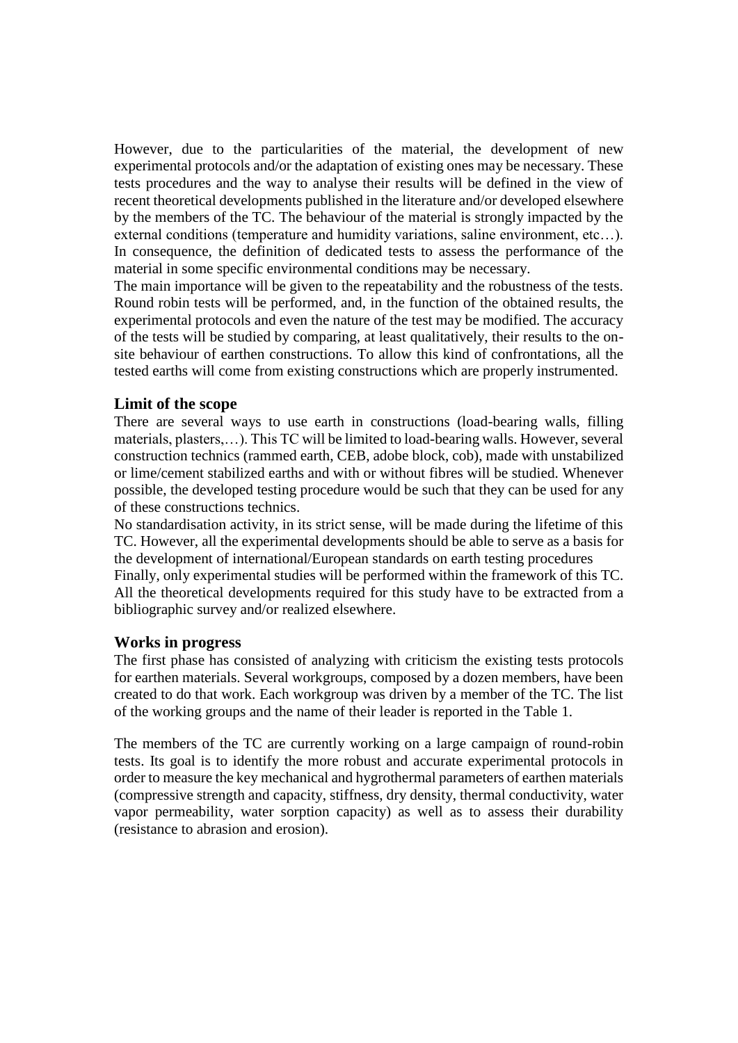However, due to the particularities of the material, the development of new experimental protocols and/or the adaptation of existing ones may be necessary. These tests procedures and the way to analyse their results will be defined in the view of recent theoretical developments published in the literature and/or developed elsewhere by the members of the TC. The behaviour of the material is strongly impacted by the external conditions (temperature and humidity variations, saline environment, etc…). In consequence, the definition of dedicated tests to assess the performance of the material in some specific environmental conditions may be necessary.

The main importance will be given to the repeatability and the robustness of the tests. Round robin tests will be performed, and, in the function of the obtained results, the experimental protocols and even the nature of the test may be modified. The accuracy of the tests will be studied by comparing, at least qualitatively, their results to the on-site behaviour of earthen constructions. To allow this kind of confrontations, all the tested earths will come from existing constructions which are properly instrumented.

### Limit of the scope

There are several ways to use earth in constructions (load-bearing walls, filling materials, plasters,…). This TC will be limited to load-bearing walls. However, several construction technics (rammed earth, CEB, adobe block, cob), made with unstabilized or lime/cement stabilized earths and with or without fibres will be studied. Whenever possible, the developed testing procedure would be such that they can be used for any of these constructions technics.

No standardisation activity, in its strict sense, will be made during the lifetime of this TC. However, all the experimental developments should be able to serve as a basis for the development of international/European standards on earth testing procedures

Finally, only experimental studies will be performed within the framework of this TC. All the theoretical developments required for this study have to be extracted from a bibliographic survey and/or realized elsewhere.

### Works in progress

The first phase has consisted of analyzing with criticism the existing tests protocols for earthen materials. Several workgroups, composed by a dozen members, have been created to do that work. Each workgroup was driven by a member of the TC. The list of the working groups and the name of their leader is reported in the Table 1.

The members of the TC are currently working on a large campaign of round-robin tests. Its goal is to identify the more robust and accurate experimental protocols in order to measure the key mechanical and hygrothermal parameters of earthen materials (compressive strength and capacity, stiffness, dry density, thermal conductivity, water vapor permeability, water sorption capacity) as well as to assess their durability (resistance to abrasion and erosion).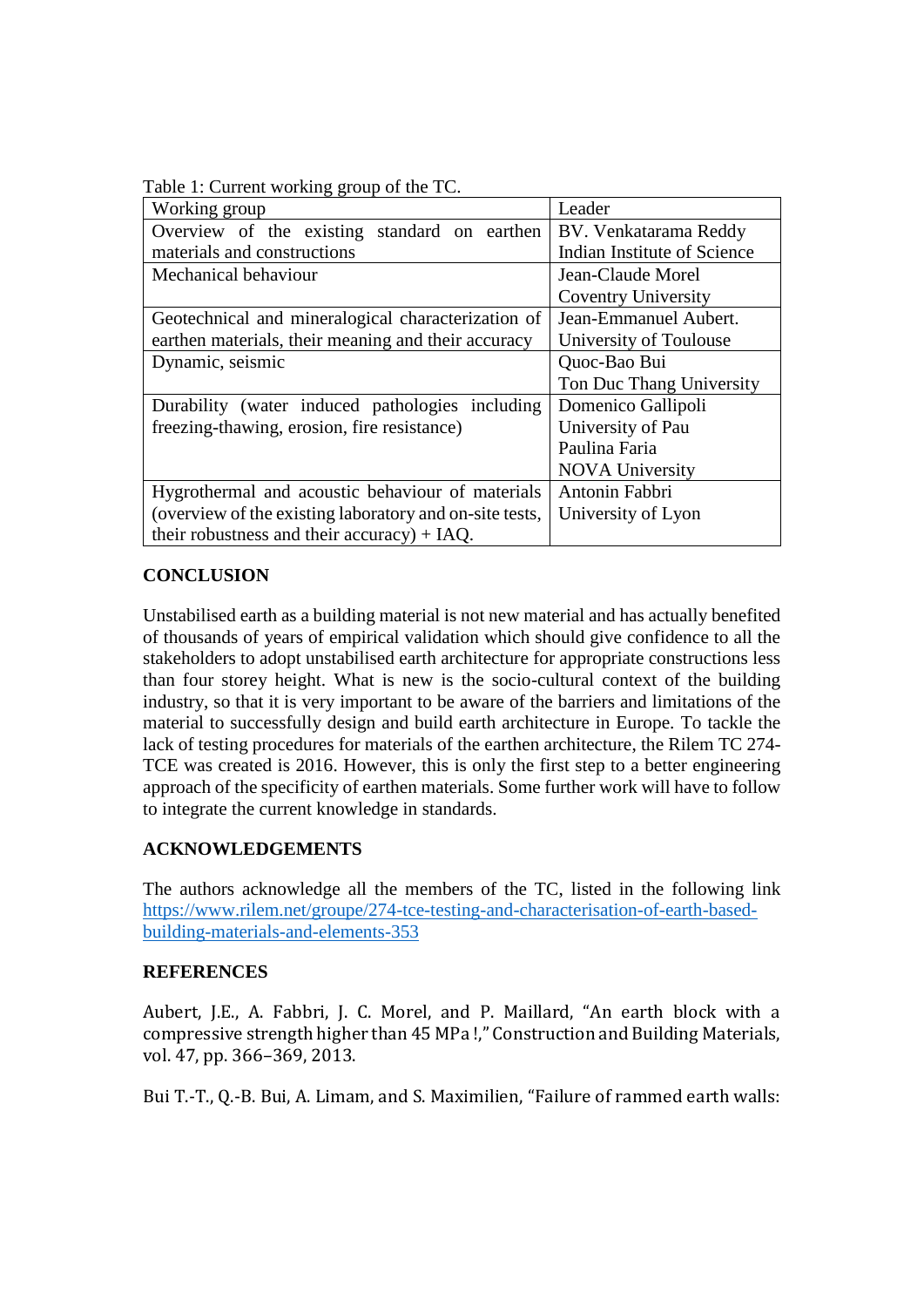Table 1: Current working group of the TC.

| Working group | Leader |
|---|---|
| Overview of the existing standard on earthen materials and constructions | BV. Venkatarama Reddy Indian Institute of Science |
| Mechanical behaviour | Jean-Claude Morel Coventry University |
| Geotechnical and mineralogical characterization of earthen materials, their meaning and their accuracy | Jean-Emmanuel Aubert. University of Toulouse |
| Dynamic, seismic | Quoc-Bao Bui Ton Duc Thang University |
| Durability (water induced pathologies including freezing-thawing, erosion, fire resistance) | Domenico Gallipoli University of Pau Paulina Faria NOVA University |
| Hygrothermal and acoustic behaviour of materials (overview of the existing laboratory and on-site tests, their robustness and their accuracy) + IAQ. | Antonin Fabbri University of Lyon |

## CONCLUSION

Unstabilised earth as a building material is not new material and has actually benefited of thousands of years of empirical validation which should give confidence to all the stakeholders to adopt unstabilised earth architecture for appropriate constructions less than four storey height. What is new is the socio-cultural context of the building industry, so that it is very important to be aware of the barriers and limitations of the material to successfully design and build earth architecture in Europe. To tackle the lack of testing procedures for materials of the earthen architecture, the Rilem TC 274-TCE was created is 2016. However, this is only the first step to a better engineering approach of the specificity of earthen materials. Some further work will have to follow to integrate the current knowledge in standards.

## ACKNOWLEDGEMENTS

The authors acknowledge all the members of the TC, listed in the following link https://www.rilem.net/groupe/274-tce-testing-and-characterisation-of-earth-based-building-materials-and-elements-353

## REFERENCES

Aubert, J.E., A. Fabbri, J. C. Morel, and P. Maillard, "An earth block with a compressive strength higher than 45 MPa !," Construction and Building Materials, vol. 47, pp. 366–369, 2013.

Bui T.-T., Q.-B. Bui, A. Limam, and S. Maximilien, "Failure of rammed earth walls: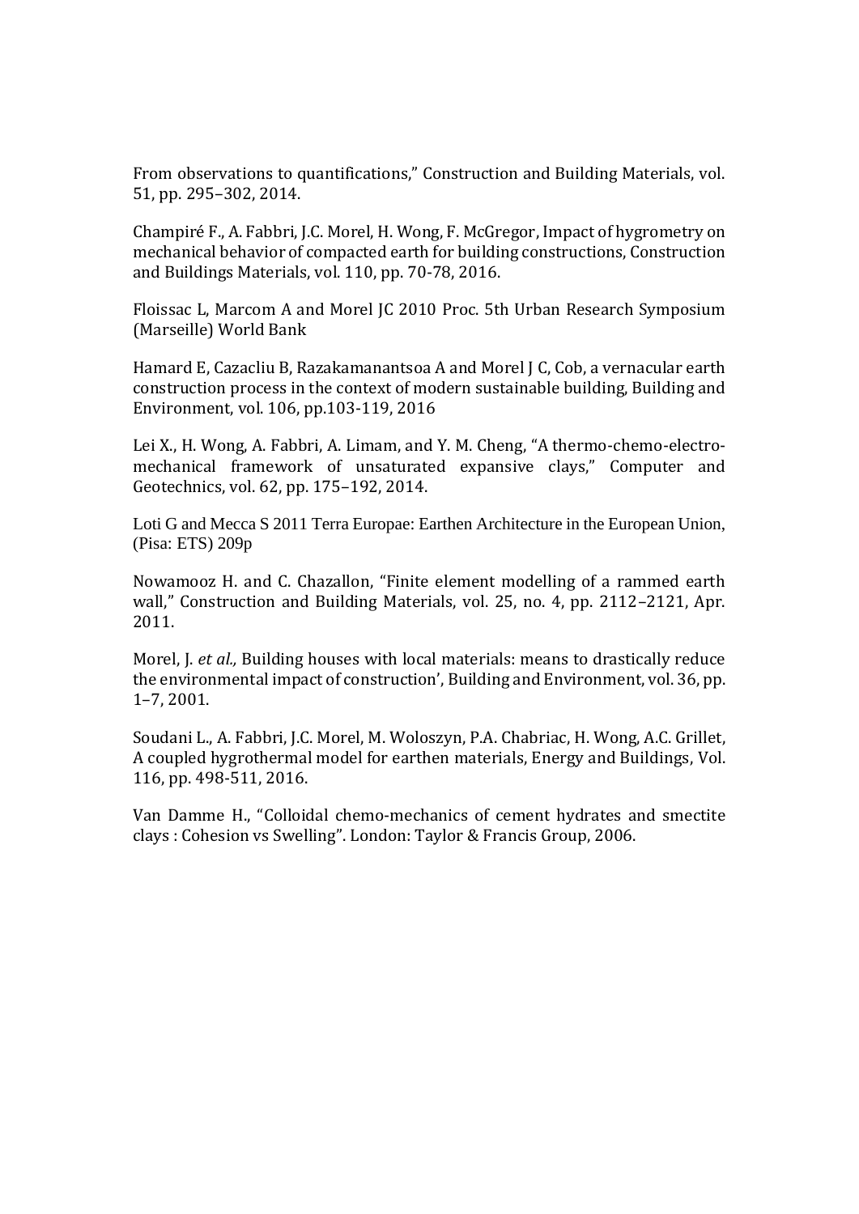From observations to quantifications," Construction and Building Materials, vol. 51, pp. 295–302, 2014.

Champiré F., A. Fabbri, J.C. Morel, H. Wong, F. McGregor, Impact of hygrometry on mechanical behavior of compacted earth for building constructions, Construction and Buildings Materials, vol. 110, pp. 70-78, 2016.

Floissac L, Marcom A and Morel JC 2010 Proc. 5th Urban Research Symposium (Marseille) World Bank

Hamard E, Cazacliu B, Razakamanantsoa A and Morel J C, Cob, a vernacular earth construction process in the context of modern sustainable building, Building and Environment, vol. 106, pp.103-119, 2016

Lei X., H. Wong, A. Fabbri, A. Limam, and Y. M. Cheng, "A thermo-chemo-electro-mechanical framework of unsaturated expansive clays," Computer and Geotechnics, vol. 62, pp. 175–192, 2014.

Loti G and Mecca S 2011 Terra Europae: Earthen Architecture in the European Union, (Pisa: ETS) 209p

Nowamooz H. and C. Chazallon, "Finite element modelling of a rammed earth wall," Construction and Building Materials, vol. 25, no. 4, pp. 2112–2121, Apr. 2011.

Morel, J. *et al.,* Building houses with local materials: means to drastically reduce the environmental impact of construction', Building and Environment, vol. 36, pp. 1–7, 2001.

Soudani L., A. Fabbri, J.C. Morel, M. Woloszyn, P.A. Chabriac, H. Wong, A.C. Grillet, A coupled hygrothermal model for earthen materials, Energy and Buildings, Vol. 116, pp. 498-511, 2016.

Van Damme H., "Colloidal chemo-mechanics of cement hydrates and smectite clays : Cohesion vs Swelling". London: Taylor & Francis Group, 2006.